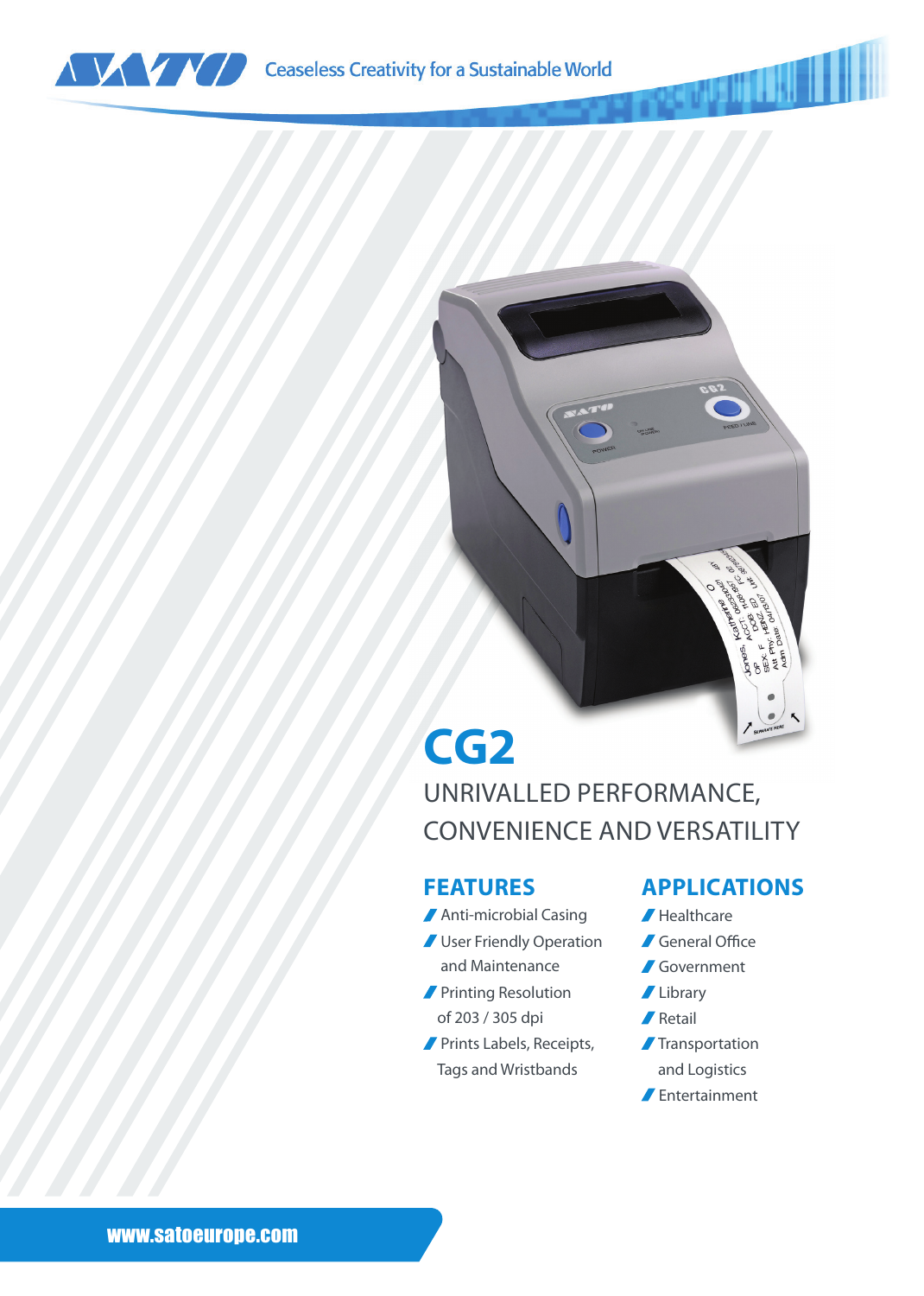Ceaseless Creativity for a Sustainable World

# CG2

## UNRIVALLED PERFORMANCE, CONVENIENCE AND VERSATILITY

### FEATURES

- Anti-microbial Casing
- User Friendly Operation and Maintenance
- Printing Resolution of 203 / 305 dpi
- Prints Labels, Receipts, Tags and Wristbands

### APPLICATIONS

- Healthcare
- General Office
- Government
- Library
- Retail
- Transportation and Logistics
- Entertainment

www.satoeurope.com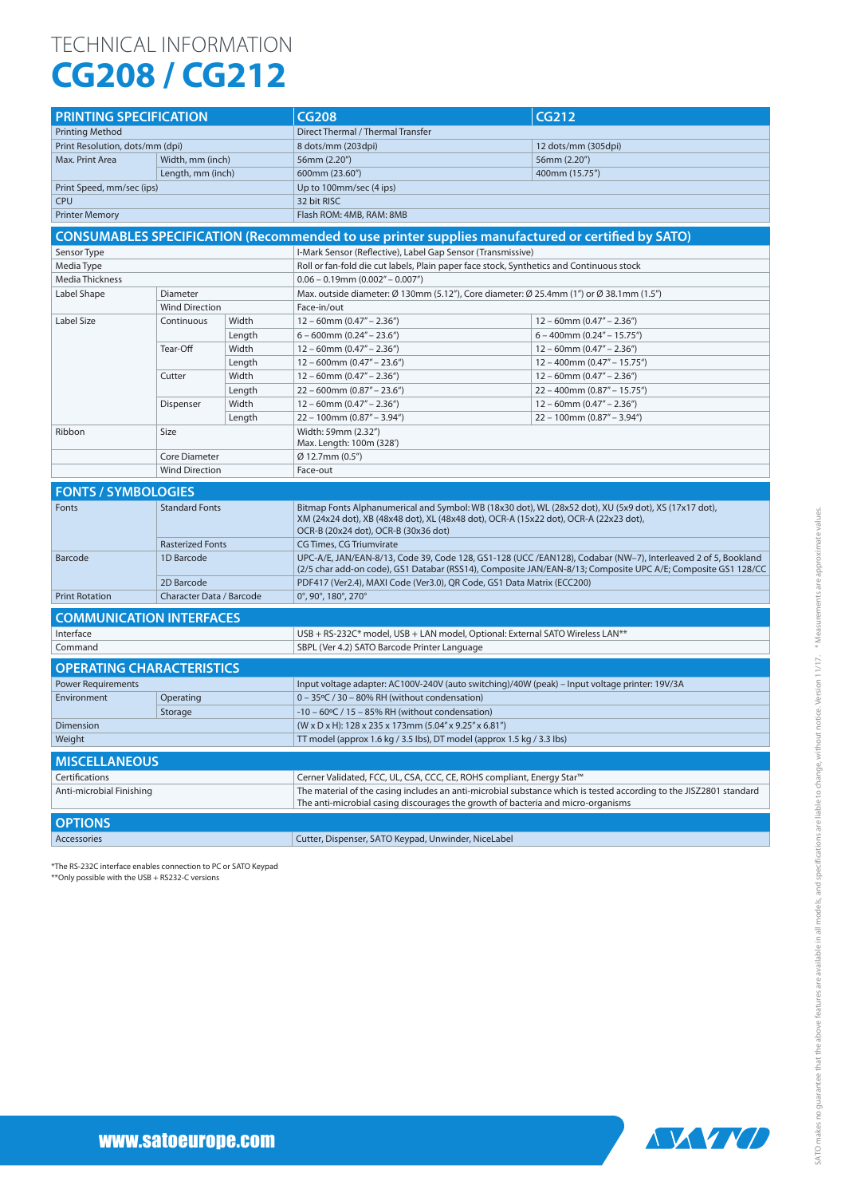TECHNICAL INFORMATION

# CG208 / CG212

| PRINTING SPECIFICATION | | | CG208 | CG212 |
|---|---|---|---|---|
| Printing Method | | | Direct Thermal / Thermal Transfer | |
| Print Resolution, dots/mm (dpi) | | | 8 dots/mm (203dpi) | 12 dots/mm (305dpi) |
| Max. Print Area | Width, mm (inch) | | 56mm (2.20") | 56mm (2.20") |
| | Length, mm (inch) | | 600mm (23.60") | 400mm (15.75") |
| Print Speed, mm/sec (ips) | | | Up to 100mm/sec (4 ips) | |
| CPU | | | 32 bit RISC | |
| Printer Memory | | | Flash ROM: 4MB, RAM: 8MB | |

| CONSUMABLES SPECIFICATION (Recommended to use printer supplies manufactured or certified by SATO) | | | | |
|---|---|---|---|---|
| Sensor Type | | | I-Mark Sensor (Reflective), Label Gap Sensor (Transmissive) | |
| Media Type | | | Roll or fan-fold die cut labels, Plain paper face stock, Synthetics and Continuous stock | |
| Media Thickness | | | 0.06 – 0.19mm (0.002" – 0.007") | |
| Label Shape | Diameter | | Max. outside diameter: Ø 130mm (5.12"), Core diameter: Ø 25.4mm (1") or Ø 38.1mm (1.5") | |
| | Wind Direction | | Face-in/out | |
| Label Size | Continuous | Width | 12 – 60mm (0.47" – 2.36") | 12 – 60mm (0.47" – 2.36") |
| | | Length | 6 – 600mm (0.24" – 23.6") | 6 – 400mm (0.24" – 15.75") |
| | Tear-Off | Width | 12 – 60mm (0.47" – 2.36") | 12 – 60mm (0.47" – 2.36") |
| | | Length | 12 – 600mm (0.47" – 23.6") | 12 – 400mm (0.47" – 15.75") |
| | Cutter | Width | 12 – 60mm (0.47" – 2.36") | 12 – 60mm (0.47" – 2.36") |
| | | Length | 22 – 600mm (0.87" – 23.6") | 22 – 400mm (0.87" – 15.75") |
| | Dispenser | Width | 12 – 60mm (0.47" – 2.36") | 12 – 60mm (0.47" – 2.36") |
| | | Length | 22 – 100mm (0.87" – 3.94") | 22 – 100mm (0.87" – 3.94") |
| Ribbon | Size | | Width: 59mm (2.32")<br>Max. Length: 100m (328') | |
| | Core Diameter | | Ø 12.7mm (0.5") | |
| | Wind Direction | | Face-out | |

| FONTS / SYMBOLOGIES | | |
|---|---|---|
| Fonts | Standard Fonts | Bitmap Fonts Alphanumerical and Symbol: WB (18x30 dot), WL (28x52 dot), XU (5x9 dot), XS (17x17 dot), XM (24x24 dot), XB (48x48 dot), XL (48x48 dot), OCR-A (15x22 dot), OCR-A (22x23 dot), OCR-B (20x24 dot), OCR-B (30x36 dot) |
| | Rasterized Fonts | CG Times, CG Triumvirate |
| Barcode | 1D Barcode | UPC-A/E, JAN/EAN-8/13, Code 39, Code 128, GS1-128 (UCC /EAN128), Codabar (NW–7), Interleaved 2 of 5, Bookland (2/5 char add-on code), GS1 Databar (RSS14), Composite JAN/EAN-8/13; Composite UPC A/E; Composite GS1 128/CC |
| | 2D Barcode | PDF417 (Ver2.4), MAXI Code (Ver3.0), QR Code, GS1 Data Matrix (ECC200) |
| Print Rotation | Character Data / Barcode | 0°, 90°, 180°, 270° |

| COMMUNICATION INTERFACES | |
|---|---|
| Interface | USB + RS-232C* model, USB + LAN model, Optional: External SATO Wireless LAN** |
| Command | SBPL (Ver 4.2) SATO Barcode Printer Language |

| OPERATING CHARACTERISTICS | | |
|---|---|---|
| Power Requirements | | Input voltage adapter: AC100V-240V (auto switching)/40W (peak) – Input voltage printer: 19V/3A |
| Environment | Operating | 0 – 35ºC / 30 – 80% RH (without condensation) |
| | Storage | -10 – 60ºC / 15 – 85% RH (without condensation) |
| Dimension | | (W x D x H): 128 x 235 x 173mm (5.04" x 9.25" x 6.81") |
| Weight | | TT model (approx 1.6 kg / 3.5 lbs), DT model (approx 1.5 kg / 3.3 lbs) |

| MISCELLANEOUS | |
|---|---|
| Certifications | Cerner Validated, FCC, UL, CSA, CCC, CE, ROHS compliant, Energy Star™ |
| Anti-microbial Finishing | The material of the casing includes an anti-microbial substance which is tested according to the JISZ2801 standard The anti-microbial casing discourages the growth of bacteria and micro-organisms |

| OPTIONS | |
|---|---|
| Accessories | Cutter, Dispenser, SATO Keypad, Unwinder, NiceLabel |

*The RS-232C interface enables connection to PC or SATO Keypad
**Only possible with the USB + RS232-C versions

SATO makes no guarantee that the above features are available in all models, and specifications are liable to change, without notice. Version 11/17. * Measurements are approximate values.

www.satoeurope.com

SATO